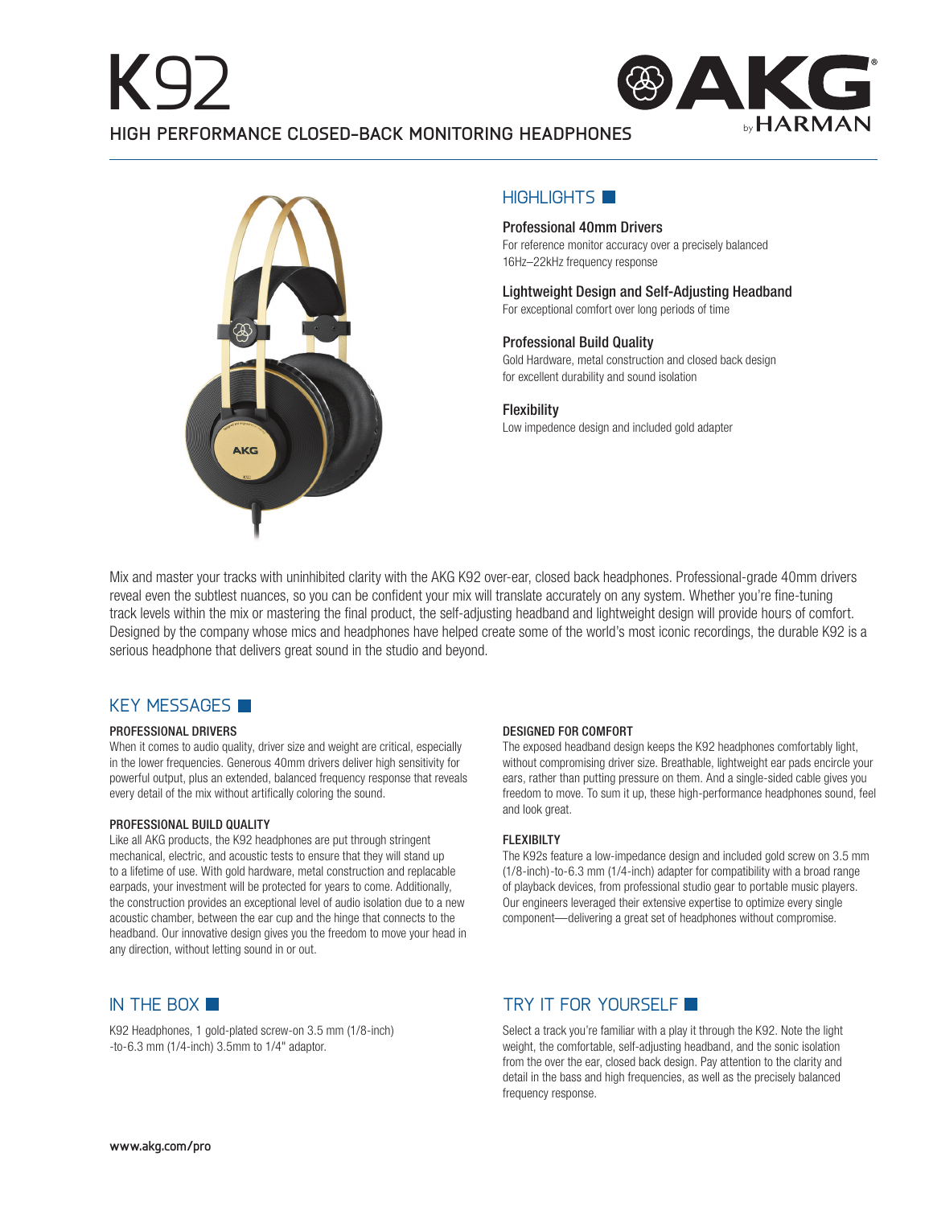# K92

## HIGH PERFORMANCE CLOSED-BACK MONITORING HEADPHONES

AKG by HARMAN

## HIGHLIGHTS

**Professional 40mm Drivers**
For reference monitor accuracy over a precisely balanced 16Hz–22kHz frequency response

**Lightweight Design and Self-Adjusting Headband**
For exceptional comfort over long periods of time

**Professional Build Quality**
Gold Hardware, metal construction and closed back design for excellent durability and sound isolation

**Flexibility**
Low impedence design and included gold adapter

Mix and master your tracks with uninhibited clarity with the AKG K92 over-ear, closed back headphones. Professional-grade 40mm drivers reveal even the subtlest nuances, so you can be confident your mix will translate accurately on any system. Whether you're fine-tuning track levels within the mix or mastering the final product, the self-adjusting headband and lightweight design will provide hours of comfort. Designed by the company whose mics and headphones have helped create some of the world's most iconic recordings, the durable K92 is a serious headphone that delivers great sound in the studio and beyond.

## KEY MESSAGES

### PROFESSIONAL DRIVERS

When it comes to audio quality, driver size and weight are critical, especially in the lower frequencies. Generous 40mm drivers deliver high sensitivity for powerful output, plus an extended, balanced frequency response that reveals every detail of the mix without artifically coloring the sound.

### PROFESSIONAL BUILD QUALITY

Like all AKG products, the K92 headphones are put through stringent mechanical, electric, and acoustic tests to ensure that they will stand up to a lifetime of use. With gold hardware, metal construction and replacable earpads, your investment will be protected for years to come. Additionally, the construction provides an exceptional level of audio isolation due to a new acoustic chamber, between the ear cup and the hinge that connects to the headband. Our innovative design gives you the freedom to move your head in any direction, without letting sound in or out.

### DESIGNED FOR COMFORT

The exposed headband design keeps the K92 headphones comfortably light, without compromising driver size. Breathable, lightweight ear pads encircle your ears, rather than putting pressure on them. And a single-sided cable gives you freedom to move. To sum it up, these high-performance headphones sound, feel and look great.

### FLEXIBILTY

The K92s feature a low-impedance design and included gold screw on 3.5 mm (1/8-inch)-to-6.3 mm (1/4-inch) adapter for compatibility with a broad range of playback devices, from professional studio gear to portable music players. Our engineers leveraged their extensive expertise to optimize every single component—delivering a great set of headphones without compromise.

## IN THE BOX

K92 Headphones, 1 gold-plated screw-on 3.5 mm (1/8-inch) -to-6.3 mm (1/4-inch) 3.5mm to 1/4" adaptor.

## TRY IT FOR YOURSELF

Select a track you're familiar with a play it through the K92. Note the light weight, the comfortable, self-adjusting headband, and the sonic isolation from the over the ear, closed back design. Pay attention to the clarity and detail in the bass and high frequencies, as well as the precisely balanced frequency response.

www.akg.com/pro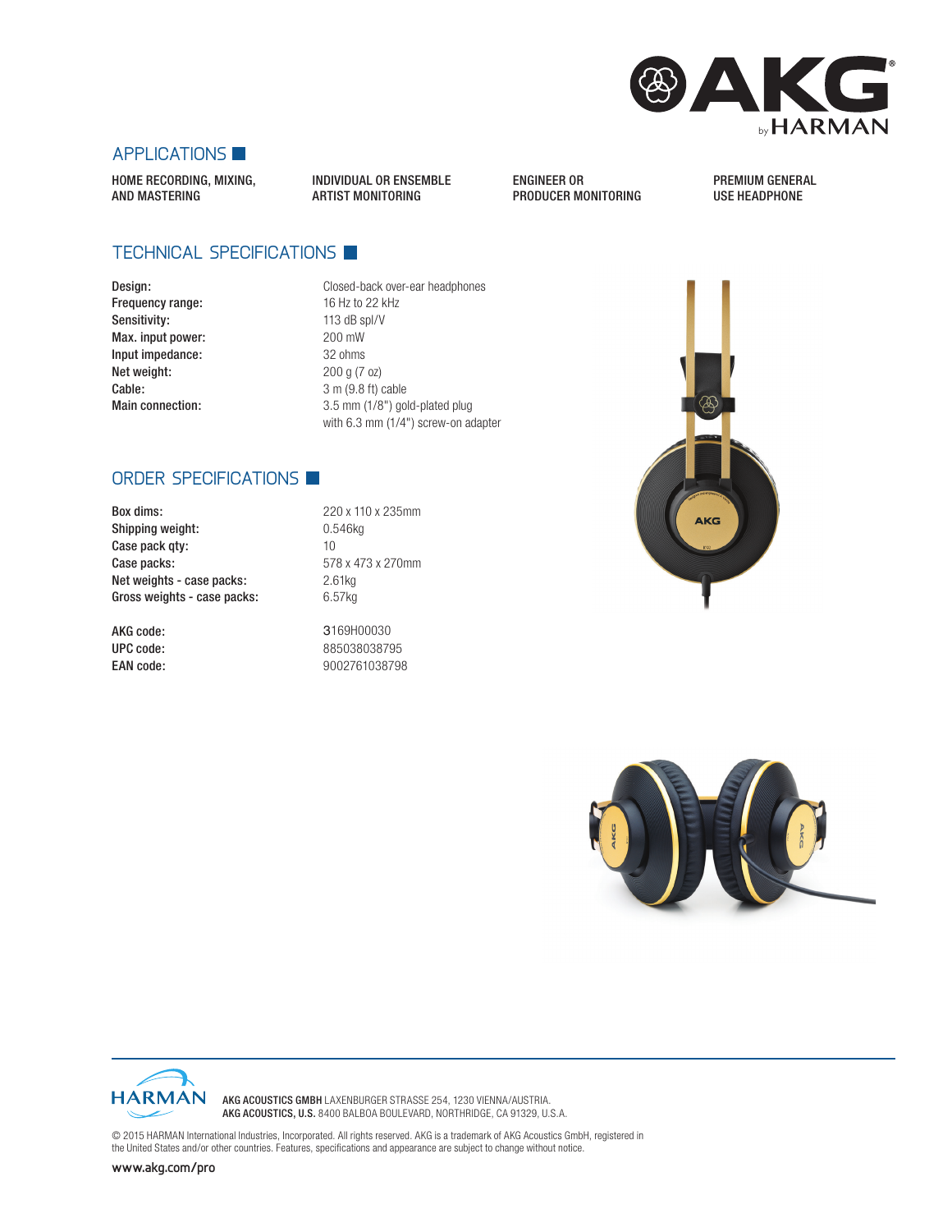## APPLICATIONS

HOME RECORDING, MIXING, AND MASTERING

INDIVIDUAL OR ENSEMBLE ARTIST MONITORING

ENGINEER OR PRODUCER MONITORING

PREMIUM GENERAL USE HEADPHONE

## TECHNICAL SPECIFICATIONS

| | |
|---|---|
| **Design:** | Closed-back over-ear headphones |
| **Frequency range:** | 16 Hz to 22 kHz |
| **Sensitivity:** | 113 dB spl/V |
| **Max. input power:** | 200 mW |
| **Input impedance:** | 32 ohms |
| **Net weight:** | 200 g (7 oz) |
| **Cable:** | 3 m (9.8 ft) cable |
| **Main connection:** | 3.5 mm (1/8") gold-plated plug with 6.3 mm (1/4") screw-on adapter |

## ORDER SPECIFICATIONS

| | |
|---|---|
| **Box dims:** | 220 x 110 x 235mm |
| **Shipping weight:** | 0.546kg |
| **Case pack qty:** | 10 |
| **Case packs:** | 578 x 473 x 270mm |
| **Net weights - case packs:** | 2.61kg |
| **Gross weights - case packs:** | 6.57kg |
| **AKG code:** | 3169H00030 |
| **UPC code:** | 885038038795 |
| **EAN code:** | 9002761038798 |

**AKG ACOUSTICS GMBH** LAXENBURGER STRASSE 254, 1230 VIENNA/AUSTRIA.
**AKG ACOUSTICS, U.S.** 8400 BALBOA BOULEVARD, NORTHRIDGE, CA 91329, U.S.A.

© 2015 HARMAN International Industries, Incorporated. All rights reserved. AKG is a trademark of AKG Acoustics GmbH, registered in the United States and/or other countries. Features, specifications and appearance are subject to change without notice.

www.akg.com/pro